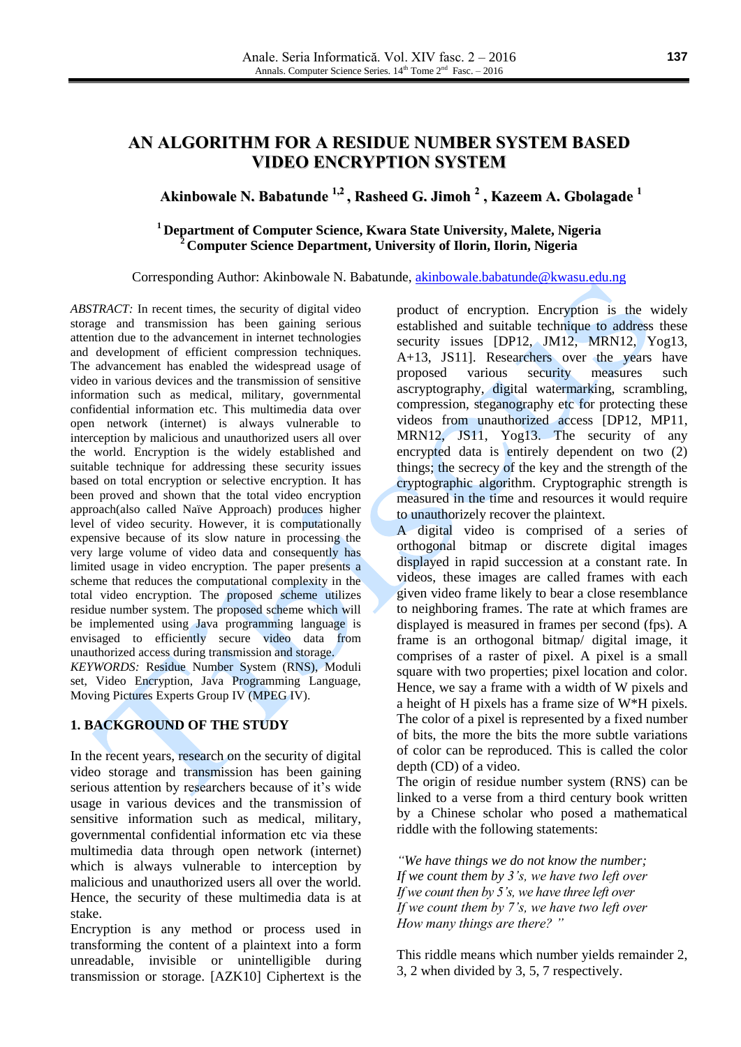# AN ALGORITHM FOR A RESIDUE NUMBER SYSTEM BASED VIDEO ENCRYPTION SYSTEM

**Akinbowale N. Babatunde [1,2], Rasheed G. Jimoh [2], Kazeem A. Gbolagade [1]**

**[1] Department of Computer Science, Kwara State University, Malete, Nigeria**
**[2] Computer Science Department, University of Ilorin, Ilorin, Nigeria**

Corresponding Author: Akinbowale N. Babatunde, akinbowale.babatunde@kwasu.edu.ng

*ABSTRACT:* In recent times, the security of digital video storage and transmission has been gaining serious attention due to the advancement in internet technologies and development of efficient compression techniques. The advancement has enabled the widespread usage of video in various devices and the transmission of sensitive information such as medical, military, governmental confidential information etc. This multimedia data over open network (internet) is always vulnerable to interception by malicious and unauthorized users all over the world. Encryption is the widely established and suitable technique for addressing these security issues based on total encryption or selective encryption. It has been proved and shown that the total video encryption approach(also called Naïve Approach) produces higher level of video security. However, it is computationally expensive because of its slow nature in processing the very large volume of video data and consequently has limited usage in video encryption. The paper presents a scheme that reduces the computational complexity in the total video encryption. The proposed scheme utilizes residue number system. The proposed scheme which will be implemented using Java programming language is envisaged to efficiently secure video data from unauthorized access during transmission and storage.

*KEYWORDS:* Residue Number System (RNS), Moduli set, Video Encryption, Java Programming Language, Moving Pictures Experts Group IV (MPEG IV).

## 1. BACKGROUND OF THE STUDY

In the recent years, research on the security of digital video storage and transmission has been gaining serious attention by researchers because of it's wide usage in various devices and the transmission of sensitive information such as medical, military, governmental confidential information etc via these multimedia data through open network (internet) which is always vulnerable to interception by malicious and unauthorized users all over the world. Hence, the security of these multimedia data is at stake.

Encryption is any method or process used in transforming the content of a plaintext into a form unreadable, invisible or unintelligible during transmission or storage. [AZK10] Ciphertext is the product of encryption. Encryption is the widely established and suitable technique to address these security issues [DP12, JM12, MRN12, Yog13, A+13, JS11]. Researchers over the years have proposed various security measures such ascryptography, digital watermarking, scrambling, compression, steganography etc for protecting these videos from unauthorized access [DP12, MP11, MRN12, JS11, Yog13. The security of any encrypted data is entirely dependent on two (2) things; the secrecy of the key and the strength of the cryptographic algorithm. Cryptographic strength is measured in the time and resources it would require to unauthorizely recover the plaintext.

A digital video is comprised of a series of orthogonal bitmap or discrete digital images displayed in rapid succession at a constant rate. In videos, these images are called frames with each given video frame likely to bear a close resemblance to neighboring frames. The rate at which frames are displayed is measured in frames per second (fps). A frame is an orthogonal bitmap/ digital image, it comprises of a raster of pixel. A pixel is a small square with two properties; pixel location and color. Hence, we say a frame with a width of W pixels and a height of H pixels has a frame size of W*H pixels. The color of a pixel is represented by a fixed number of bits, the more the bits the more subtle variations of color can be reproduced. This is called the color depth (CD) of a video.

The origin of residue number system (RNS) can be linked to a verse from a third century book written by a Chinese scholar who posed a mathematical riddle with the following statements:

*"We have things we do not know the number;*
*If we count them by 3's, we have two left over*
*If we count then by 5's, we have three left over*
*If we count them by 7's, we have two left over*
*How many things are there? "*

This riddle means which number yields remainder 2, 3, 2 when divided by 3, 5, 7 respectively.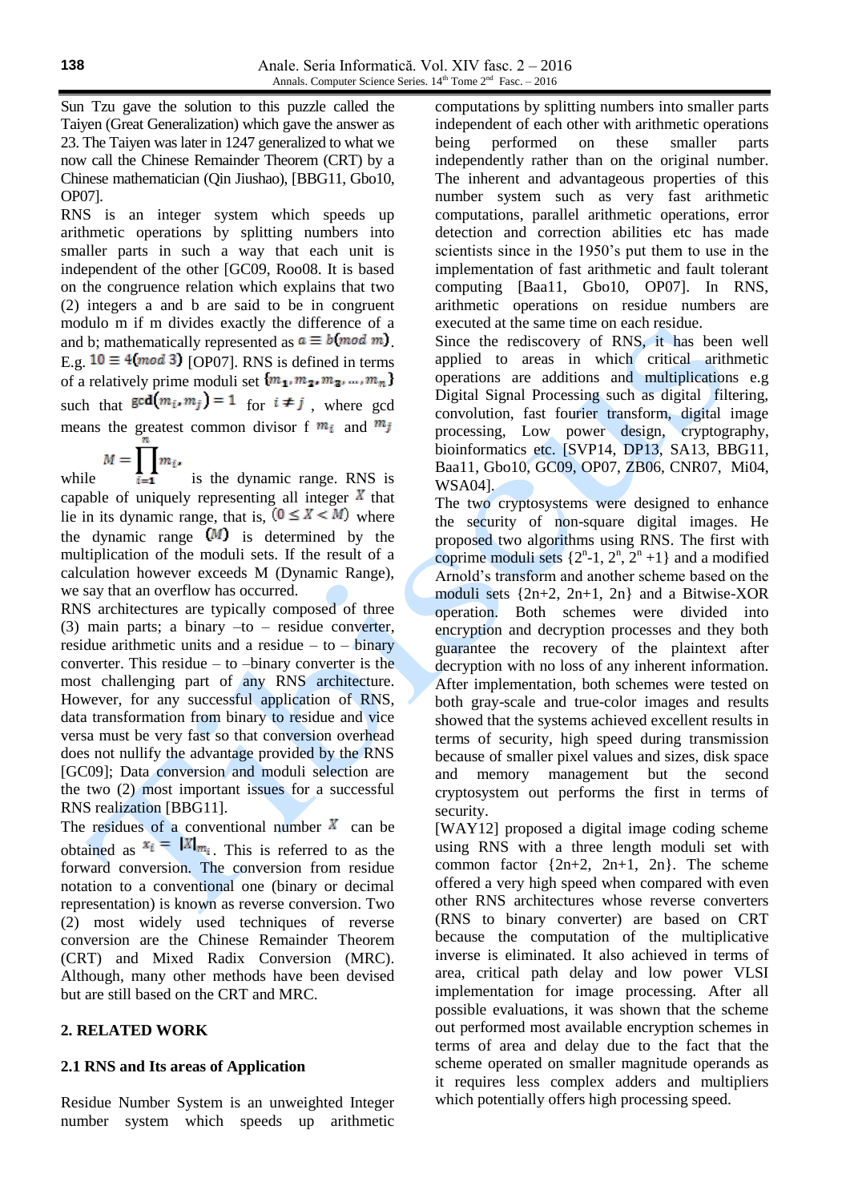Sun Tzu gave the solution to this puzzle called the Taiyen (Great Generalization) which gave the answer as 23. The Taiyen was later in 1247 generalized to what we now call the Chinese Remainder Theorem (CRT) by a Chinese mathematician (Qin Jiushao), [BBG11, Gbo10, OP07].

RNS is an integer system which speeds up arithmetic operations by splitting numbers into smaller parts in such a way that each unit is independent of the other [GC09, Roo08. It is based on the congruence relation which explains that two (2) integers a and b are said to be in congruent modulo m if m divides exactly the difference of a and b; mathematically represented as $a \equiv b(mod\ m)$. E.g. $10 \equiv 4(mod\ 3)$ [OP07]. RNS is defined in terms of a relatively prime moduli set $\{m_1, m_2, m_3, \dots, m_n\}$ such that $\gcd(m_i, m_j) = 1$ for $i \neq j$, where gcd means the greatest common divisor f $m_i$ and $m_j$ while $M = \prod_{i=1}^{n} m_i$, is the dynamic range. RNS is capable of uniquely representing all integer $X$ that lie in its dynamic range, that is, $(0 \leq X < M)$ where the dynamic range $(M)$ is determined by the multiplication of the moduli sets. If the result of a calculation however exceeds M (Dynamic Range), we say that an overflow has occurred.

RNS architectures are typically composed of three (3) main parts; a binary –to – residue converter, residue arithmetic units and a residue – to – binary converter. This residue – to –binary converter is the most challenging part of any RNS architecture. However, for any successful application of RNS, data transformation from binary to residue and vice versa must be very fast so that conversion overhead does not nullify the advantage provided by the RNS [GC09]; Data conversion and moduli selection are the two (2) most important issues for a successful RNS realization [BBG11].

The residues of a conventional number $X$ can be obtained as $x_i = |X|_{m_i}$. This is referred to as the forward conversion. The conversion from residue notation to a conventional one (binary or decimal representation) is known as reverse conversion. Two (2) most widely used techniques of reverse conversion are the Chinese Remainder Theorem (CRT) and Mixed Radix Conversion (MRC). Although, many other methods have been devised but are still based on the CRT and MRC.

## 2. RELATED WORK

### 2.1 RNS and Its areas of Application

Residue Number System is an unweighted Integer number system which speeds up arithmetic computations by splitting numbers into smaller parts independent of each other with arithmetic operations being performed on these smaller parts independently rather than on the original number. The inherent and advantageous properties of this number system such as very fast arithmetic computations, parallel arithmetic operations, error detection and correction abilities etc has made scientists since in the 1950's put them to use in the implementation of fast arithmetic and fault tolerant computing [Baa11, Gbo10, OP07]. In RNS, arithmetic operations on residue numbers are executed at the same time on each residue.

Since the rediscovery of RNS, it has been well applied to areas in which critical arithmetic operations are additions and multiplications e.g Digital Signal Processing such as digital filtering, convolution, fast fourier transform, digital image processing, Low power design, cryptography, bioinformatics etc. [SVP14, DP13, SA13, BBG11, Baa11, Gbo10, GC09, OP07, ZB06, CNR07, Mi04, WSA04].

The two cryptosystems were designed to enhance the security of non-square digital images. He proposed two algorithms using RNS. The first with coprime moduli sets $\{2^n-1, 2^n, 2^n+1\}$ and a modified Arnold's transform and another scheme based on the moduli sets {2n+2, 2n+1, 2n} and a Bitwise-XOR operation. Both schemes were divided into encryption and decryption processes and they both guarantee the recovery of the plaintext after decryption with no loss of any inherent information. After implementation, both schemes were tested on both gray-scale and true-color images and results showed that the systems achieved excellent results in terms of security, high speed during transmission because of smaller pixel values and sizes, disk space and memory management but the second cryptosystem out performs the first in terms of security.

[WAY12] proposed a digital image coding scheme using RNS with a three length moduli set with common factor {2n+2, 2n+1, 2n}. The scheme offered a very high speed when compared with even other RNS architectures whose reverse converters (RNS to binary converter) are based on CRT because the computation of the multiplicative inverse is eliminated. It also achieved in terms of area, critical path delay and low power VLSI implementation for image processing. After all possible evaluations, it was shown that the scheme out performed most available encryption schemes in terms of area and delay due to the fact that the scheme operated on smaller magnitude operands as it requires less complex adders and multipliers which potentially offers high processing speed.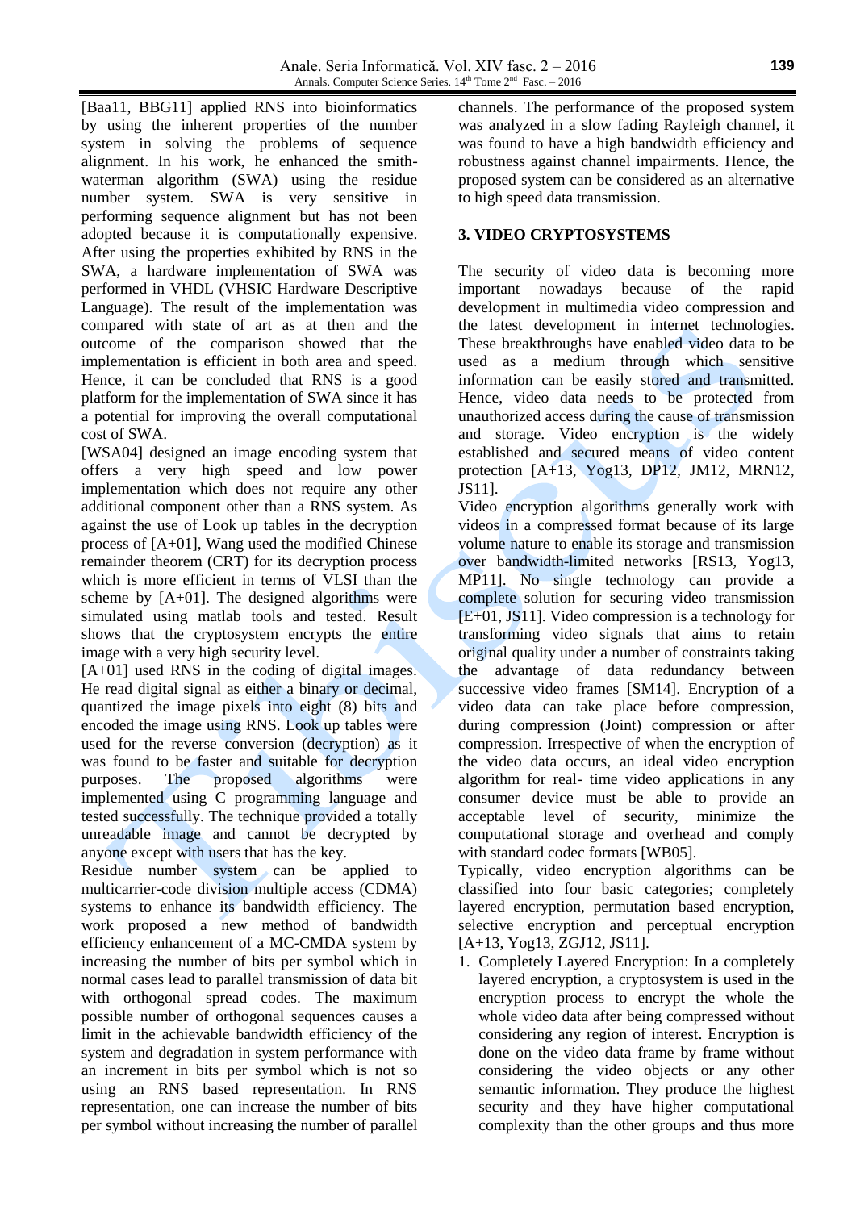[Baa11, BBG11] applied RNS into bioinformatics by using the inherent properties of the number system in solving the problems of sequence alignment. In his work, he enhanced the smith-waterman algorithm (SWA) using the residue number system. SWA is very sensitive in performing sequence alignment but has not been adopted because it is computationally expensive. After using the properties exhibited by RNS in the SWA, a hardware implementation of SWA was performed in VHDL (VHSIC Hardware Descriptive Language). The result of the implementation was compared with state of art as at then and the outcome of the comparison showed that the implementation is efficient in both area and speed. Hence, it can be concluded that RNS is a good platform for the implementation of SWA since it has a potential for improving the overall computational cost of SWA.

[WSA04] designed an image encoding system that offers a very high speed and low power implementation which does not require any other additional component other than a RNS system. As against the use of Look up tables in the decryption process of [A+01], Wang used the modified Chinese remainder theorem (CRT) for its decryption process which is more efficient in terms of VLSI than the scheme by [A+01]. The designed algorithms were simulated using matlab tools and tested. Result shows that the cryptosystem encrypts the entire image with a very high security level.

[A+01] used RNS in the coding of digital images. He read digital signal as either a binary or decimal, quantized the image pixels into eight (8) bits and encoded the image using RNS. Look up tables were used for the reverse conversion (decryption) as it was found to be faster and suitable for decryption purposes. The proposed algorithms were implemented using C programming language and tested successfully. The technique provided a totally unreadable image and cannot be decrypted by anyone except with users that has the key.

Residue number system can be applied to multicarrier-code division multiple access (CDMA) systems to enhance its bandwidth efficiency. The work proposed a new method of bandwidth efficiency enhancement of a MC-CMDA system by increasing the number of bits per symbol which in normal cases lead to parallel transmission of data bit with orthogonal spread codes. The maximum possible number of orthogonal sequences causes a limit in the achievable bandwidth efficiency of the system and degradation in system performance with an increment in bits per symbol which is not so using an RNS based representation. In RNS representation, one can increase the number of bits per symbol without increasing the number of parallel channels. The performance of the proposed system was analyzed in a slow fading Rayleigh channel, it was found to have a high bandwidth efficiency and robustness against channel impairments. Hence, the proposed system can be considered as an alternative to high speed data transmission.

## 3. VIDEO CRYPTOSYSTEMS

The security of video data is becoming more important nowadays because of the rapid development in multimedia video compression and the latest development in internet technologies. These breakthroughs have enabled video data to be used as a medium through which sensitive information can be easily stored and transmitted. Hence, video data needs to be protected from unauthorized access during the cause of transmission and storage. Video encryption is the widely established and secured means of video content protection [A+13, Yog13, DP12, JM12, MRN12, JS11].

Video encryption algorithms generally work with videos in a compressed format because of its large volume nature to enable its storage and transmission over bandwidth-limited networks [RS13, Yog13, MP11]. No single technology can provide a complete solution for securing video transmission [E+01, JS11]. Video compression is a technology for transforming video signals that aims to retain original quality under a number of constraints taking the advantage of data redundancy between successive video frames [SM14]. Encryption of a video data can take place before compression, during compression (Joint) compression or after compression. Irrespective of when the encryption of the video data occurs, an ideal video encryption algorithm for real- time video applications in any consumer device must be able to provide an acceptable level of security, minimize the computational storage and overhead and comply with standard codec formats [WB05].

Typically, video encryption algorithms can be classified into four basic categories; completely layered encryption, permutation based encryption, selective encryption and perceptual encryption [A+13, Yog13, ZGJ12, JS11].

1. Completely Layered Encryption: In a completely layered encryption, a cryptosystem is used in the encryption process to encrypt the whole the whole video data after being compressed without considering any region of interest. Encryption is done on the video data frame by frame without considering the video objects or any other semantic information. They produce the highest security and they have higher computational complexity than the other groups and thus more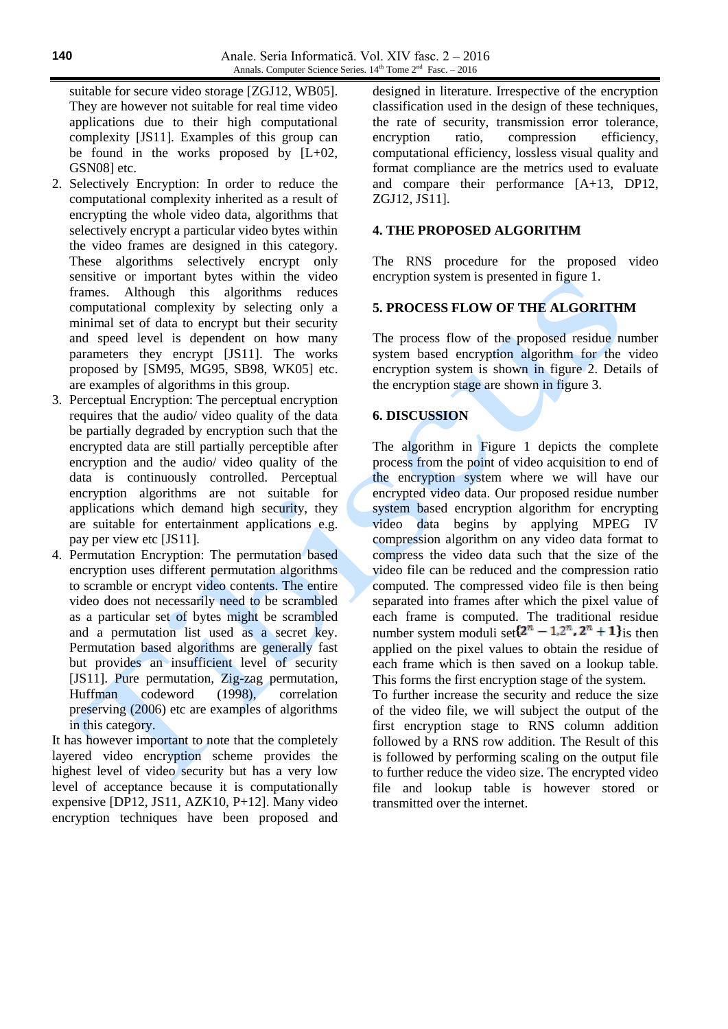suitable for secure video storage [ZGJ12, WB05]. They are however not suitable for real time video applications due to their high computational complexity [JS11]. Examples of this group can be found in the works proposed by [L+02, GSN08] etc.

2. Selectively Encryption: In order to reduce the computational complexity inherited as a result of encrypting the whole video data, algorithms that selectively encrypt a particular video bytes within the video frames are designed in this category. These algorithms selectively encrypt only sensitive or important bytes within the video frames. Although this algorithms reduces computational complexity by selecting only a minimal set of data to encrypt but their security and speed level is dependent on how many parameters they encrypt [JS11]. The works proposed by [SM95, MG95, SB98, WK05] etc. are examples of algorithms in this group.
3. Perceptual Encryption: The perceptual encryption requires that the audio/ video quality of the data be partially degraded by encryption such that the encrypted data are still partially perceptible after encryption and the audio/ video quality of the data is continuously controlled. Perceptual encryption algorithms are not suitable for applications which demand high security, they are suitable for entertainment applications e.g. pay per view etc [JS11].
4. Permutation Encryption: The permutation based encryption uses different permutation algorithms to scramble or encrypt video contents. The entire video does not necessarily need to be scrambled as a particular set of bytes might be scrambled and a permutation list used as a secret key. Permutation based algorithms are generally fast but provides an insufficient level of security [JS11]. Pure permutation, Zig-zag permutation, Huffman codeword (1998), correlation preserving (2006) etc are examples of algorithms in this category.

It has however important to note that the completely layered video encryption scheme provides the highest level of video security but has a very low level of acceptance because it is computationally expensive [DP12, JS11, AZK10, P+12]. Many video encryption techniques have been proposed and designed in literature. Irrespective of the encryption classification used in the design of these techniques, the rate of security, transmission error tolerance, encryption ratio, compression efficiency, computational efficiency, lossless visual quality and format compliance are the metrics used to evaluate and compare their performance [A+13, DP12, ZGJ12, JS11].

## 4. THE PROPOSED ALGORITHM

The RNS procedure for the proposed video encryption system is presented in figure 1.

## 5. PROCESS FLOW OF THE ALGORITHM

The process flow of the proposed residue number system based encryption algorithm for the video encryption system is shown in figure 2. Details of the encryption stage are shown in figure 3.

## 6. DISCUSSION

The algorithm in Figure 1 depicts the complete process from the point of video acquisition to end of the encryption system where we will have our encrypted video data. Our proposed residue number system based encryption algorithm for encrypting video data begins by applying MPEG IV compression algorithm on any video data format to compress the video data such that the size of the video file can be reduced and the compression ratio computed. The compressed video file is then being separated into frames after which the pixel value of each frame is computed. The traditional residue number system moduli set $\{2^n - 1, 2^n, 2^n + 1\}$ is then applied on the pixel values to obtain the residue of each frame which is then saved on a lookup table. This forms the first encryption stage of the system.

To further increase the security and reduce the size of the video file, we will subject the output of the first encryption stage to RNS column addition followed by a RNS row addition. The Result of this is followed by performing scaling on the output file to further reduce the video size. The encrypted video file and lookup table is however stored or transmitted over the internet.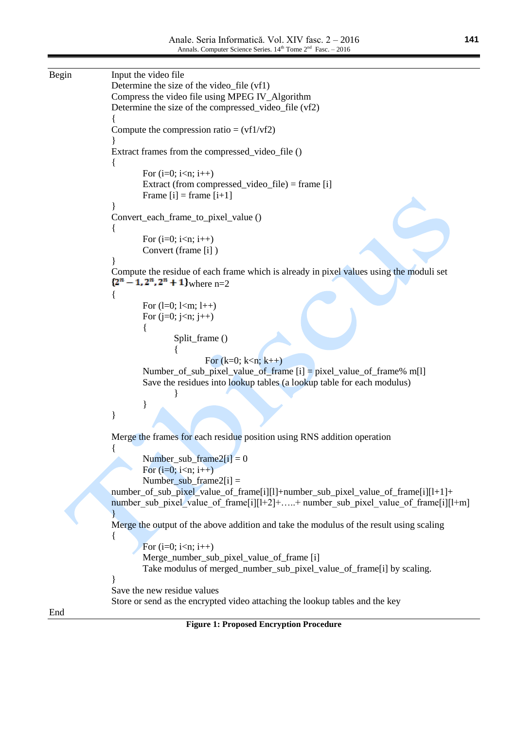```
Begin       Input the video file
            Determine the size of the video_file (vf1)
            Compress the video file using MPEG IV_Algorithm
            Determine the size of the compressed_video_file (vf2)
            {
            Compute the compression ratio = (vf1/vf2)
            }
            Extract frames from the compressed_video_file ()
            {
                    For (i=0; i<n; i++)
                    Extract (from compressed_video_file) = frame [i]
                    Frame [i] = frame [i+1]
            }
            Convert_each_frame_to_pixel_value ()
            {
                    For (i=0; i<n; i++)
                    Convert (frame [i] )
            }
            Compute the residue of each frame which is already in pixel values using the moduli set
            {2^n − 1, 2^n, 2^n + 1} where n=2
            {
                    For (l=0; l<m; l++)
                    For (j=0; j<n; j++)
                    {
                            Split_frame ()
                            {
                                    For (k=0; k<n; k++)
                    Number_of_sub_pixel_value_of_frame [i] = pixel_value_of_frame% m[l]
                    Save the residues into lookup tables (a lookup table for each modulus)
                            }
                    }
            }

            Merge the frames for each residue position using RNS addition operation
            {
                    Number_sub_frame2[i] = 0
                    For (i=0; i<n; i++)
                    Number_sub_frame2[i] =
            number_of_sub_pixel_value_of_frame[i][l]+number_sub_pixel_value_of_frame[i][l+1]+
            number_sub_pixel_value_of_frame[i][l+2]+…..+ number_sub_pixel_value_of_frame[i][l+m]
            }
            Merge the output of the above addition and take the modulus of the result using scaling
            {
                    For (i=0; i<n; i++)
                    Merge_number_sub_pixel_value_of_frame [i]
                    Take modulus of merged_number_sub_pixel_value_of_frame[i] by scaling.
            }
            Save the new residue values
            Store or send as the encrypted video attaching the lookup tables and the key
End
```

**Figure 1: Proposed Encryption Procedure**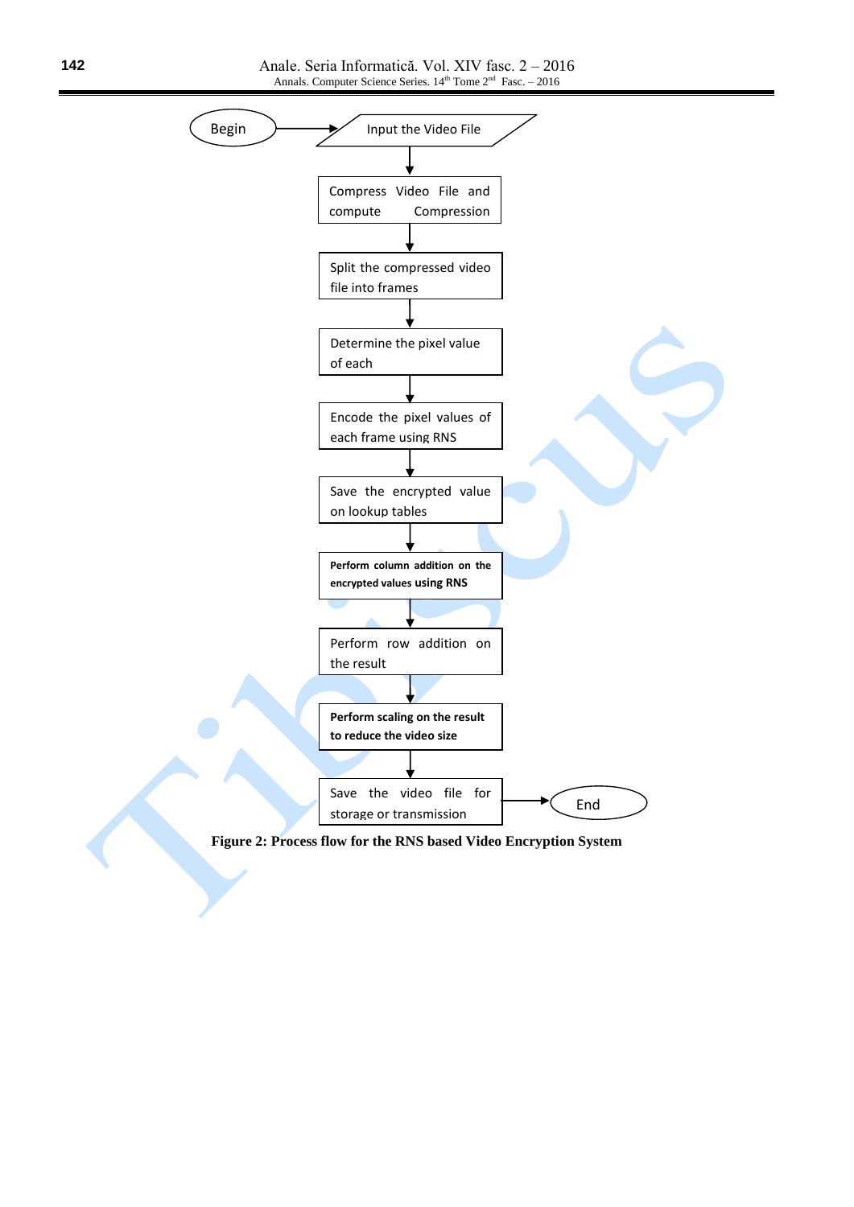Begin → Input the Video File

↓

Compress Video File and compute Compression

↓

Split the compressed video file into frames

↓

Determine the pixel value of each

↓

Encode the pixel values of each frame using RNS

↓

Save the encrypted value on lookup tables

↓

**Perform column addition on the encrypted values using RNS**

↓

Perform row addition on the result

↓

**Perform scaling on the result to reduce the video size**

↓

Save the video file for storage or transmission → End

**Figure 2: Process flow for the RNS based Video Encryption System**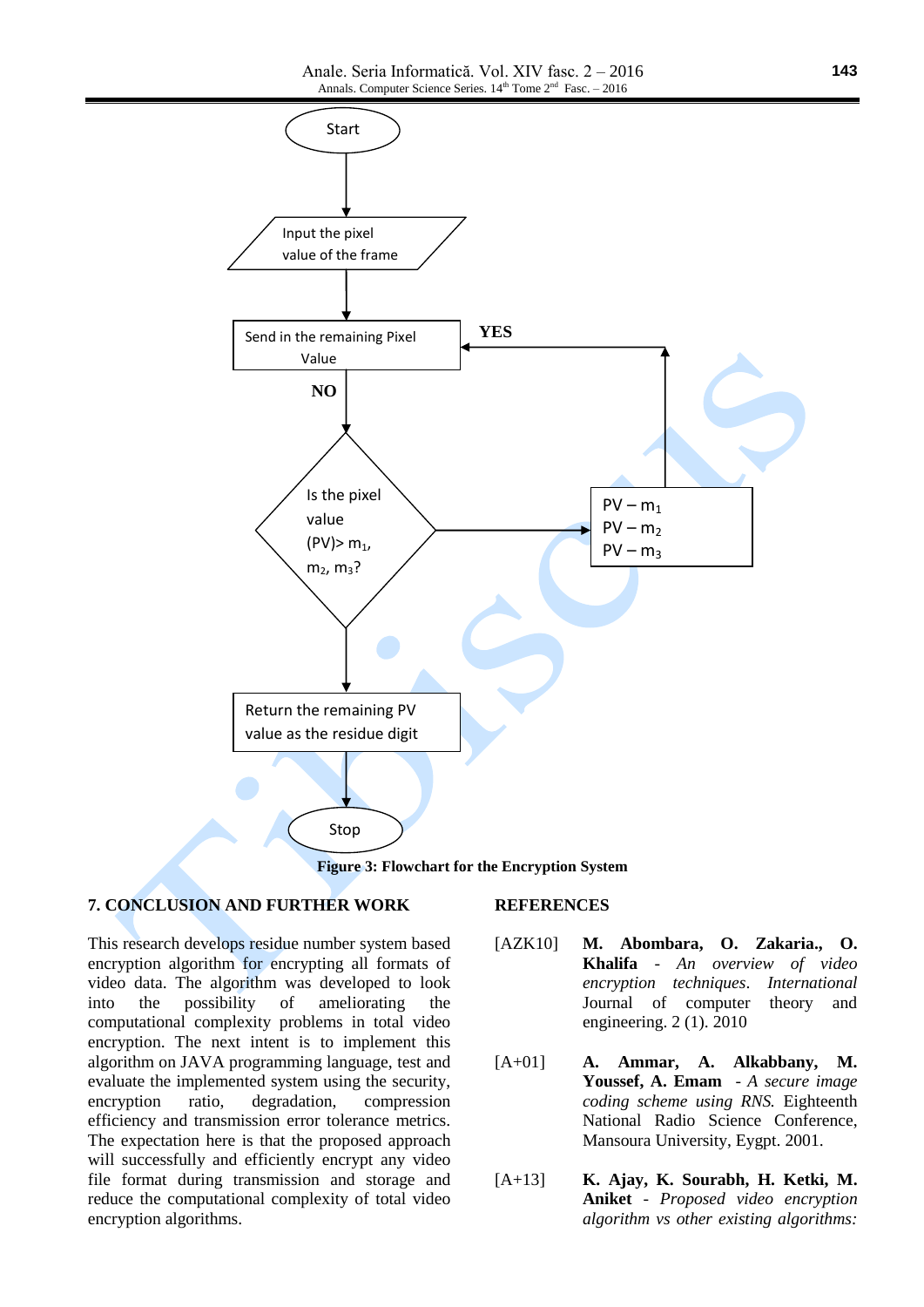Start

Input the pixel value of the frame

Send in the remaining Pixel Value

YES

NO

Is the pixel value (PV)> $m_1$, $m_2$, $m_3$?

PV – $m_1$
PV – $m_2$
PV – $m_3$

Return the remaining PV value as the residue digit

Stop

**Figure 3: Flowchart for the Encryption System**

## 7. CONCLUSION AND FURTHER WORK

This research develops residue number system based encryption algorithm for encrypting all formats of video data. The algorithm was developed to look into the possibility of ameliorating the computational complexity problems in total video encryption. The next intent is to implement this algorithm on JAVA programming language, test and evaluate the implemented system using the security, encryption ratio, degradation, compression efficiency and transmission error tolerance metrics. The expectation here is that the proposed approach will successfully and efficiently encrypt any video file format during transmission and storage and reduce the computational complexity of total video encryption algorithms.

## REFERENCES

[AZK10] **M. Abombara, O. Zakaria., O. Khalifa** - *An overview of video encryption techniques*. *International* Journal of computer theory and engineering. 2 (1). 2010

[A+01] **A. Ammar, A. Alkabbany, M. Youssef, A. Emam** - *A secure image coding scheme using RNS.* Eighteenth National Radio Science Conference, Mansoura University, Eygpt. 2001.

[A+13] **K. Ajay, K. Sourabh, H. Ketki, M. Aniket** - *Proposed video encryption algorithm vs other existing algorithms:*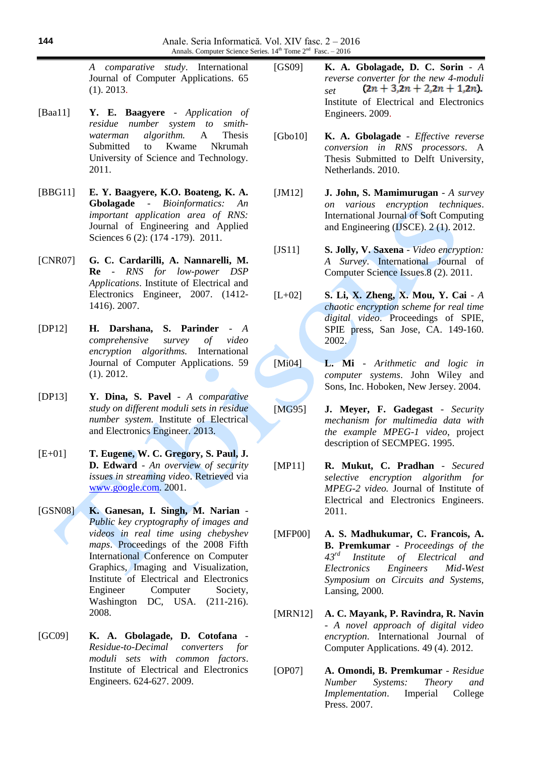*A comparative study*. International Journal of Computer Applications. 65 (1). 2013.

[Baa11] **Y. E. Baagyere** - *Application of residue number system to smith-waterman algorithm.* A Thesis Submitted to Kwame Nkrumah University of Science and Technology. 2011.

[BBG11] **E. Y. Baagyere, K.O. Boateng, K. A. Gbolagade** - *Bioinformatics: An important application area of RNS:* Journal of Engineering and Applied Sciences 6 (2): (174 -179). 2011.

[CNR07] **G. C. Cardarilli, A. Nannarelli, M. Re** - *RNS for low-power DSP Applications*. Institute of Electrical and Electronics Engineer, 2007. (1412-1416). 2007.

[DP12] **H. Darshana, S. Parinder** - *A comprehensive survey of video encryption algorithms.* International Journal of Computer Applications. 59 (1). 2012.

[DP13] **Y. Dina, S. Pavel** - *A comparative study on different moduli sets in residue number system.* Institute of Electrical and Electronics Engineer. 2013.

[E+01] **T. Eugene, W. C. Gregory, S. Paul, J. D. Edward** - *An overview of security issues in streaming video*. Retrieved via www.google.com. 2001.

[GSN08] **K. Ganesan, I. Singh, M. Narian** - *Public key cryptography of images and videos in real time using chebyshev maps*. Proceedings of the 2008 Fifth International Conference on Computer Graphics, Imaging and Visualization, Institute of Electrical and Electronics Engineer Computer Society, Washington DC, USA. (211-216). 2008.

[GC09] **K. A. Gbolagade, D. Cotofana** - *Residue-to-Decimal converters for moduli sets with common factors*. Institute of Electrical and Electronics Engineers. 624-627. 2009.

[GS09] **K. A. Gbolagade, D. C. Sorin** - *A reverse converter for the new 4-moduli set* $\{2n+3, 2n+2, 2n+1, 2n\}$. Institute of Electrical and Electronics Engineers. 2009.

[Gbo10] **K. A. Gbolagade** - *Effective reverse conversion in RNS processors*. A Thesis Submitted to Delft University, Netherlands. 2010.

[JM12] **J. John, S. Mamimurugan** - *A survey on various encryption techniques*. International Journal of Soft Computing and Engineering (IJSCE). 2 (1). 2012.

[JS11] **S. Jolly, V. Saxena** - *Video encryption: A Survey*. International Journal of Computer Science Issues.8 (2). 2011.

[L+02] **S. Li, X. Zheng, X. Mou, Y. Cai** - *A chaotic encryption scheme for real time digital video*. Proceedings of SPIE, SPIE press, San Jose, CA. 149-160. 2002.

[Mi04] **L. Mi** - *Arithmetic and logic in computer systems*. John Wiley and Sons, Inc. Hoboken, New Jersey. 2004.

[MG95] **J. Meyer, F. Gadegast** - *Security mechanism for multimedia data with the example MPEG-1 video*, project description of SECMPEG. 1995.

[MP11] **R. Mukut, C. Pradhan** - *Secured selective encryption algorithm for MPEG-2 video.* Journal of Institute of Electrical and Electronics Engineers. 2011.

[MFP00] **A. S. Madhukumar, C. Francois, A. B. Premkumar** - *Proceedings of the 43rd Institute of Electrical and Electronics Engineers Mid-West Symposium on Circuits and Systems,* Lansing, 2000.

[MRN12] **A. C. Mayank, P. Ravindra, R. Navin** - *A novel approach of digital video encryption*. International Journal of Computer Applications. 49 (4). 2012.

[OP07] **A. Omondi, B. Premkumar** - *Residue Number Systems: Theory and Implementation*. Imperial College Press. 2007.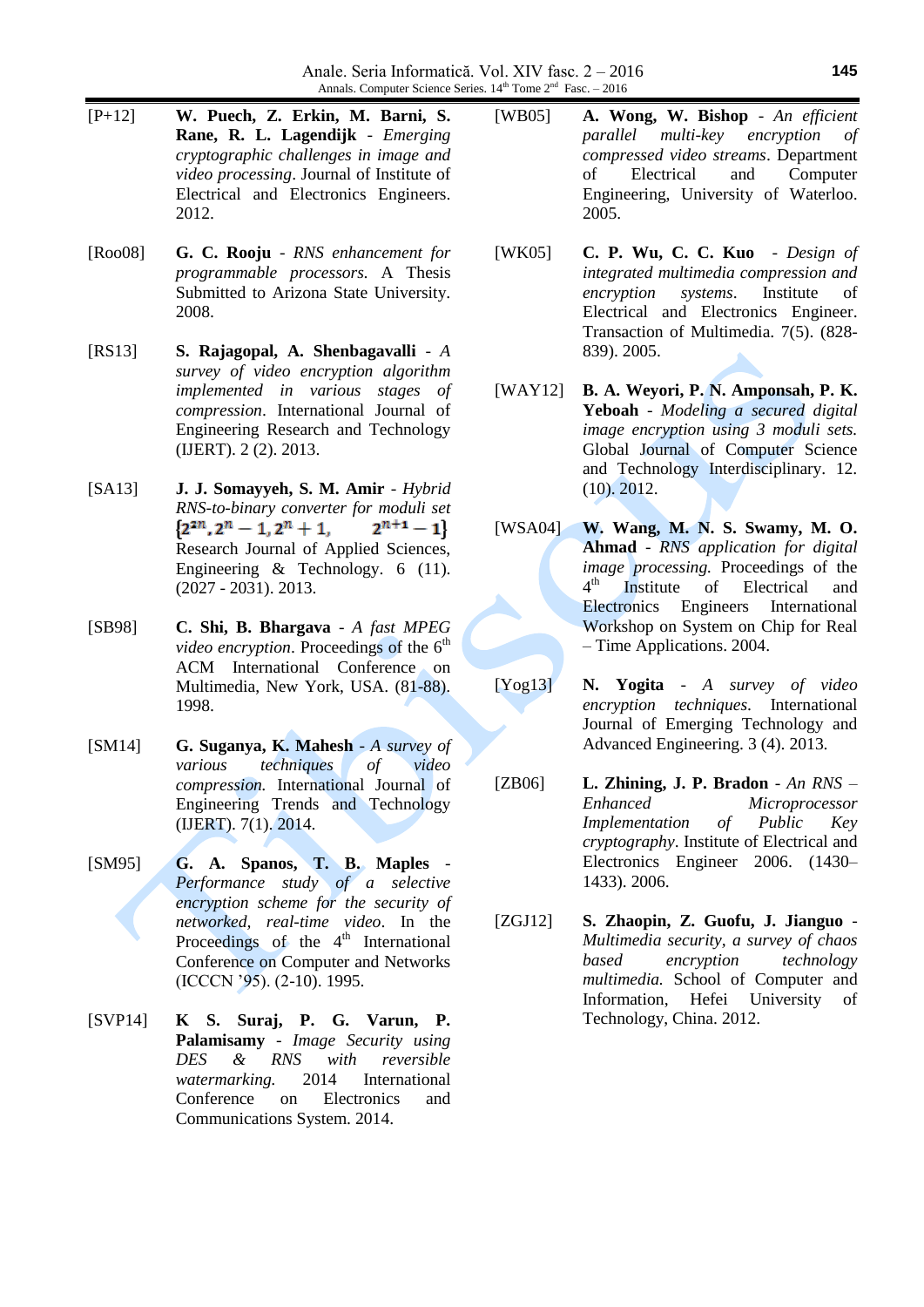[P+12] **W. Puech, Z. Erkin, M. Barni, S. Rane, R. L. Lagendijk** - *Emerging cryptographic challenges in image and video processing*. Journal of Institute of Electrical and Electronics Engineers. 2012.

[Roo08] **G. C. Rooju** - *RNS enhancement for programmable processors.* A Thesis Submitted to Arizona State University. 2008.

[RS13] **S. Rajagopal, A. Shenbagavalli** - *A survey of video encryption algorithm implemented in various stages of compression*. International Journal of Engineering Research and Technology (IJERT). 2 (2). 2013.

[SA13] **J. J. Somayyeh, S. M. Amir** - *Hybrid RNS-to-binary converter for moduli set* $\{2^{2n}, 2^n - 1, 2^n + 1, \quad 2^{n+1} - 1\}$ Research Journal of Applied Sciences, Engineering & Technology. 6 (11). (2027 - 2031). 2013.

[SB98] **C. Shi, B. Bhargava** - *A fast MPEG video encryption*. Proceedings of the 6th ACM International Conference on Multimedia, New York, USA. (81-88). 1998.

[SM14] **G. Suganya, K. Mahesh** - *A survey of various techniques of video compression.* International Journal of Engineering Trends and Technology (IJERT). 7(1). 2014.

[SM95] **G. A. Spanos, T. B. Maples** - *Performance study of a selective encryption scheme for the security of networked, real-time video.* In the Proceedings of the 4th International Conference on Computer and Networks (ICCCN '95). (2-10). 1995.

[SVP14] **K S. Suraj, P. G. Varun, P. Palamisamy** - *Image Security using DES & RNS with reversible watermarking.* 2014 International Conference on Electronics and Communications System. 2014.

[WB05] **A. Wong, W. Bishop** - *An efficient parallel multi-key encryption of compressed video streams*. Department of Electrical and Computer Engineering, University of Waterloo. 2005.

[WK05] **C. P. Wu, C. C. Kuo** - *Design of integrated multimedia compression and encryption systems*. Institute of Electrical and Electronics Engineer. Transaction of Multimedia. 7(5). (828-839). 2005.

[WAY12] **B. A. Weyori, P. N. Amponsah, P. K. Yeboah** - *Modeling a secured digital image encryption using 3 moduli sets.* Global Journal of Computer Science and Technology Interdisciplinary. 12. (10). 2012.

[WSA04] **W. Wang, M. N. S. Swamy, M. O. Ahmad** - *RNS application for digital image processing.* Proceedings of the 4th Institute of Electrical and Electronics Engineers International Workshop on System on Chip for Real – Time Applications. 2004.

[Yog13] **N. Yogita** - *A survey of video encryption techniques*. International Journal of Emerging Technology and Advanced Engineering. 3 (4). 2013.

[ZB06] **L. Zhining, J. P. Bradon** - *An RNS – Enhanced Microprocessor Implementation of Public Key cryptography*. Institute of Electrical and Electronics Engineer 2006. (1430–1433). 2006.

[ZGJ12] **S. Zhaopin, Z. Guofu, J. Jianguo** - *Multimedia security, a survey of chaos based encryption technology multimedia.* School of Computer and Information, Hefei University of Technology, China. 2012.